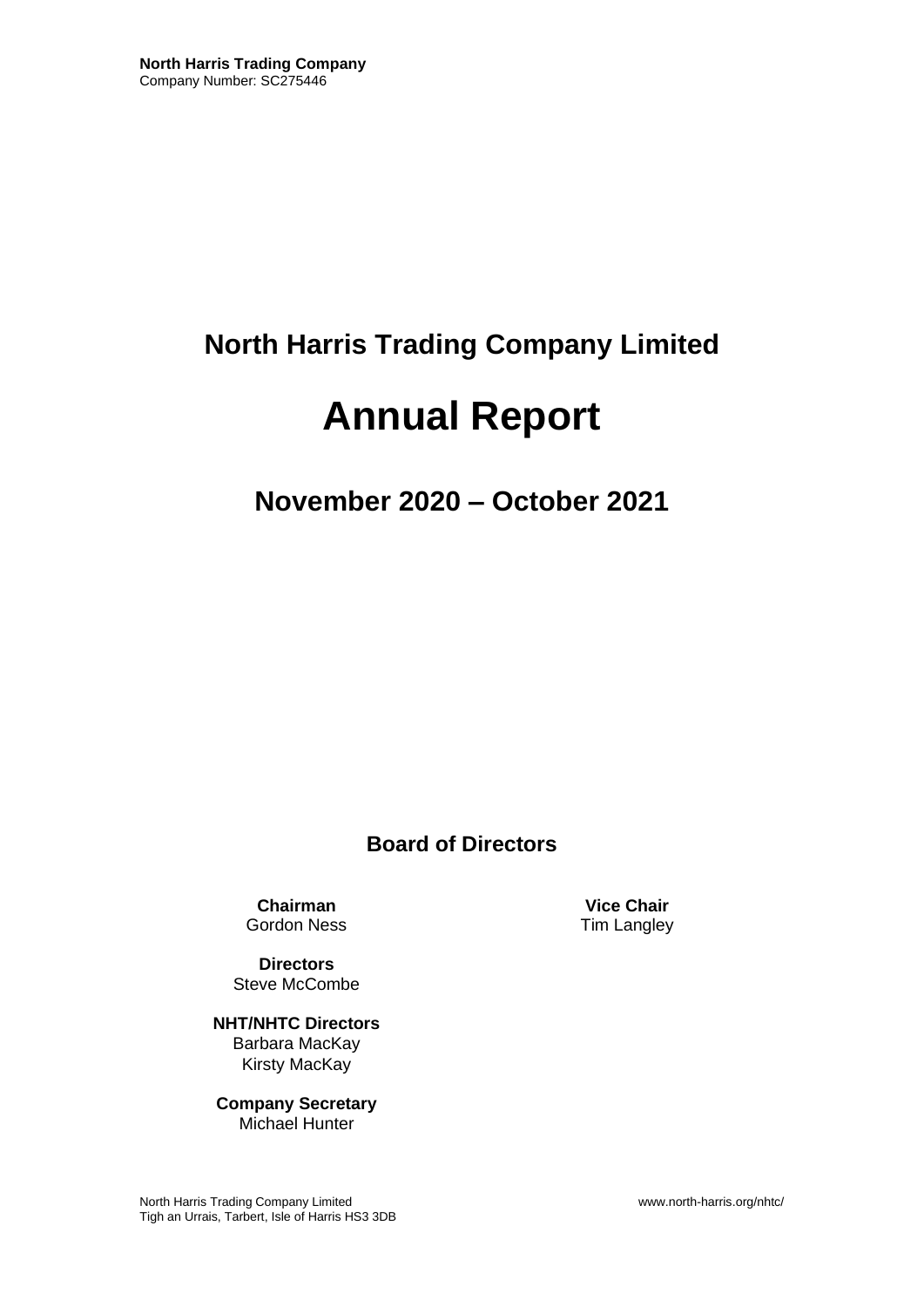**North Harris Trading Company**
Company Number: SC275446

# North Harris Trading Company Limited

# Annual Report

## November 2020 – October 2021

### Board of Directors

**Chairman**
Gordon Ness

**Vice Chair**
Tim Langley

**Directors**
Steve McCombe

**NHT/NHTC Directors**
Barbara MacKay
Kirsty MacKay

**Company Secretary**
Michael Hunter

North Harris Trading Company Limited
Tigh an Urrais, Tarbert, Isle of Harris HS3 3DB

www.north-harris.org/nhtc/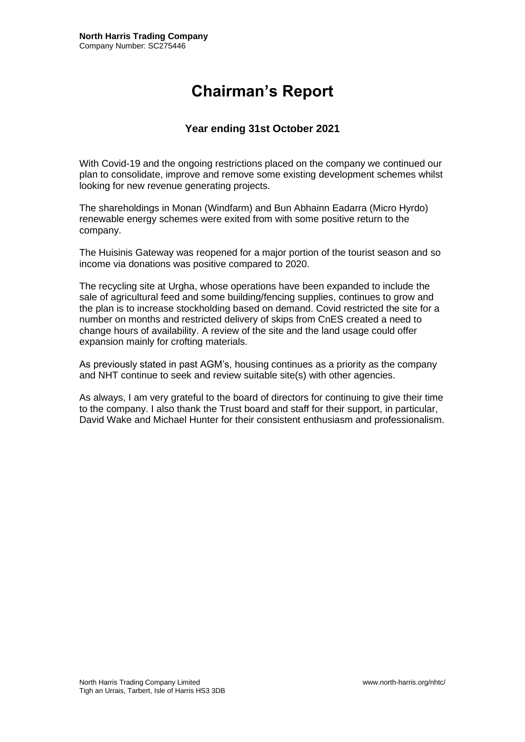**North Harris Trading Company**
Company Number: SC275446

# Chairman's Report

### Year ending 31st October 2021

With Covid-19 and the ongoing restrictions placed on the company we continued our plan to consolidate, improve and remove some existing development schemes whilst looking for new revenue generating projects.

The shareholdings in Monan (Windfarm) and Bun Abhainn Eadarra (Micro Hyrdo) renewable energy schemes were exited from with some positive return to the company.

The Huisinis Gateway was reopened for a major portion of the tourist season and so income via donations was positive compared to 2020.

The recycling site at Urgha, whose operations have been expanded to include the sale of agricultural feed and some building/fencing supplies, continues to grow and the plan is to increase stockholding based on demand. Covid restricted the site for a number on months and restricted delivery of skips from CnES created a need to change hours of availability. A review of the site and the land usage could offer expansion mainly for crofting materials.

As previously stated in past AGM's, housing continues as a priority as the company and NHT continue to seek and review suitable site(s) with other agencies.

As always, I am very grateful to the board of directors for continuing to give their time to the company. I also thank the Trust board and staff for their support, in particular, David Wake and Michael Hunter for their consistent enthusiasm and professionalism.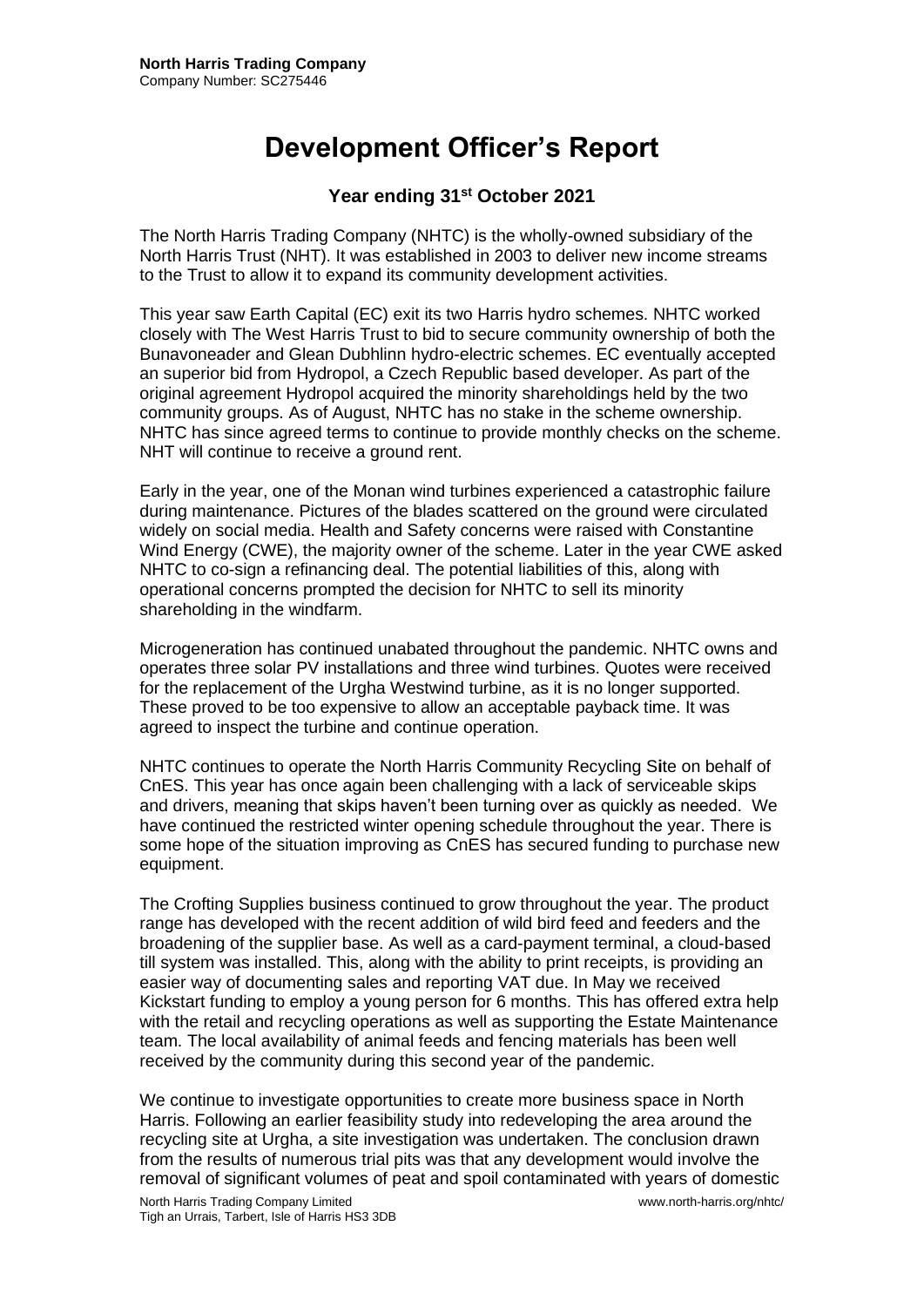**North Harris Trading Company**
Company Number: SC275446

# Development Officer's Report

### Year ending 31st October 2021

The North Harris Trading Company (NHTC) is the wholly-owned subsidiary of the North Harris Trust (NHT). It was established in 2003 to deliver new income streams to the Trust to allow it to expand its community development activities.

This year saw Earth Capital (EC) exit its two Harris hydro schemes. NHTC worked closely with The West Harris Trust to bid to secure community ownership of both the Bunavoneader and Glean Dubhlinn hydro-electric schemes. EC eventually accepted an superior bid from Hydropol, a Czech Republic based developer. As part of the original agreement Hydropol acquired the minority shareholdings held by the two community groups. As of August, NHTC has no stake in the scheme ownership. NHTC has since agreed terms to continue to provide monthly checks on the scheme. NHT will continue to receive a ground rent.

Early in the year, one of the Monan wind turbines experienced a catastrophic failure during maintenance. Pictures of the blades scattered on the ground were circulated widely on social media. Health and Safety concerns were raised with Constantine Wind Energy (CWE), the majority owner of the scheme. Later in the year CWE asked NHTC to co-sign a refinancing deal. The potential liabilities of this, along with operational concerns prompted the decision for NHTC to sell its minority shareholding in the windfarm.

Microgeneration has continued unabated throughout the pandemic. NHTC owns and operates three solar PV installations and three wind turbines. Quotes were received for the replacement of the Urgha Westwind turbine, as it is no longer supported. These proved to be too expensive to allow an acceptable payback time. It was agreed to inspect the turbine and continue operation.

NHTC continues to operate the North Harris Community Recycling Site on behalf of CnES. This year has once again been challenging with a lack of serviceable skips and drivers, meaning that skips haven't been turning over as quickly as needed. We have continued the restricted winter opening schedule throughout the year. There is some hope of the situation improving as CnES has secured funding to purchase new equipment.

The Crofting Supplies business continued to grow throughout the year. The product range has developed with the recent addition of wild bird feed and feeders and the broadening of the supplier base. As well as a card-payment terminal, a cloud-based till system was installed. This, along with the ability to print receipts, is providing an easier way of documenting sales and reporting VAT due. In May we received Kickstart funding to employ a young person for 6 months. This has offered extra help with the retail and recycling operations as well as supporting the Estate Maintenance team. The local availability of animal feeds and fencing materials has been well received by the community during this second year of the pandemic.

We continue to investigate opportunities to create more business space in North Harris. Following an earlier feasibility study into redeveloping the area around the recycling site at Urgha, a site investigation was undertaken. The conclusion drawn from the results of numerous trial pits was that any development would involve the removal of significant volumes of peat and spoil contaminated with years of domestic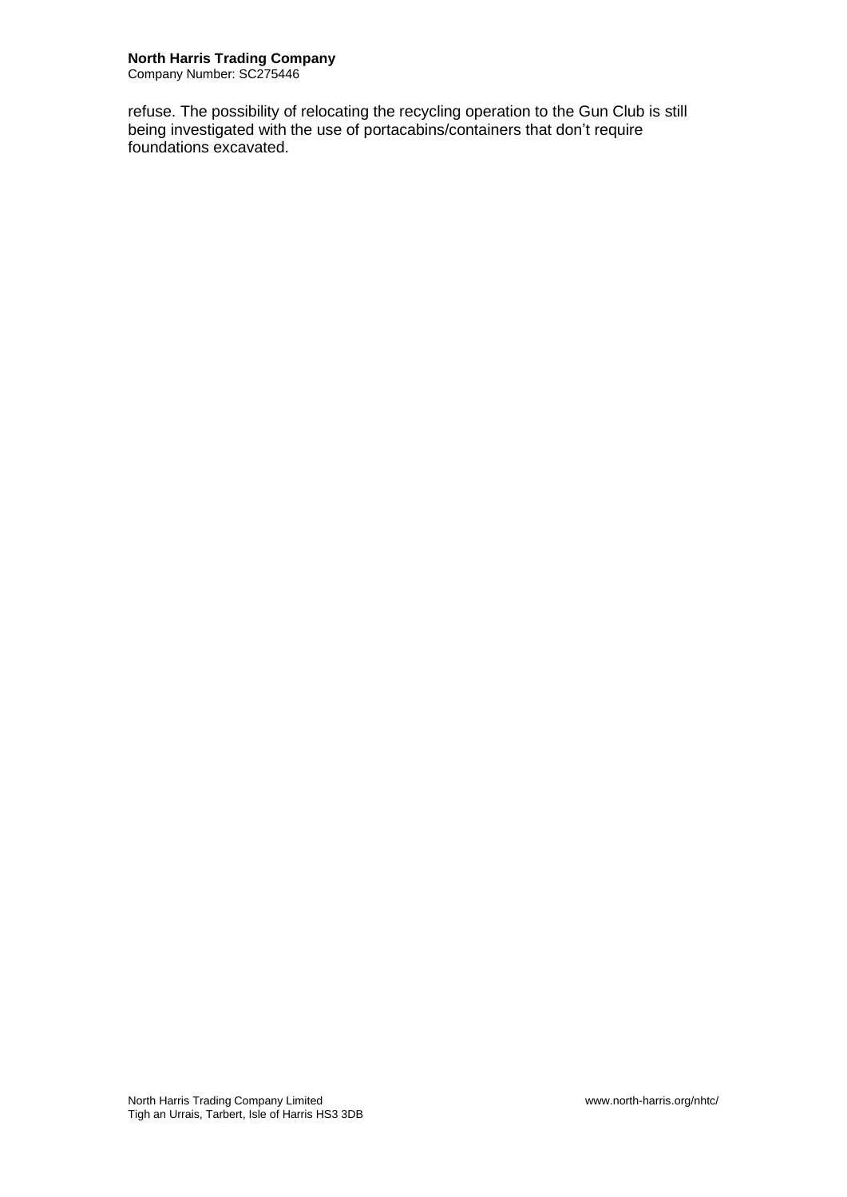refuse. The possibility of relocating the recycling operation to the Gun Club is still being investigated with the use of portacabins/containers that don't require foundations excavated.